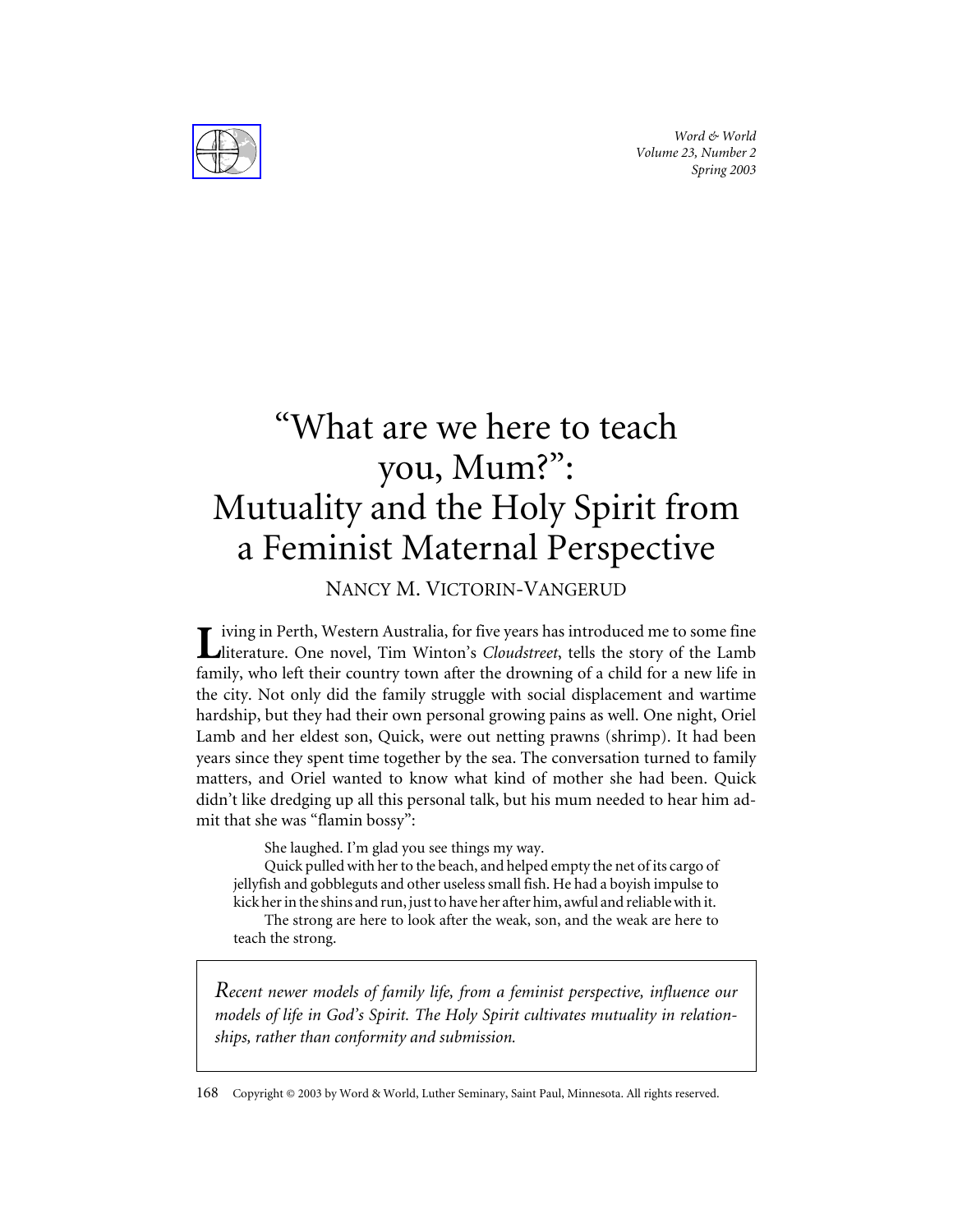# "What are we here to teach you, Mum?": Mutuality and the Holy Spirit from a Feminist Maternal Perspective

NANCY M. VICTORIN-VANGERUD

Living in Perth, Western Australia, for five years has introduced me to some fine literature. One novel, Tim Winton's *Cloudstreet*, tells the story of the Lamb family, who left their country town after the drowning of a child for a new life in the city. Not only did the family struggle with social displacement and wartime hardship, but they had their own personal growing pains as well. One night, Oriel Lamb and her eldest son, Quick, were out netting prawns (shrimp). It had been years since they spent time together by the sea. The conversation turned to family matters, and Oriel wanted to know what kind of mother she had been. Quick didn't like dredging up all this personal talk, but his mum needed to hear him admit that she was "flamin bossy":

> She laughed. I'm glad you see things my way.
>
> Quick pulled with her to the beach, and helped empty the net of its cargo of jellyfish and gobbleguts and other useless small fish. He had a boyish impulse to kick her in the shins and run, just to have her after him, awful and reliable with it.
>
> The strong are here to look after the weak, son, and the weak are here to teach the strong.

*Recent newer models of family life, from a feminist perspective, influence our models of life in God's Spirit. The Holy Spirit cultivates mutuality in relationships, rather than conformity and submission.*

Copyright © 2003 by Word & World, Luther Seminary, Saint Paul, Minnesota. All rights reserved.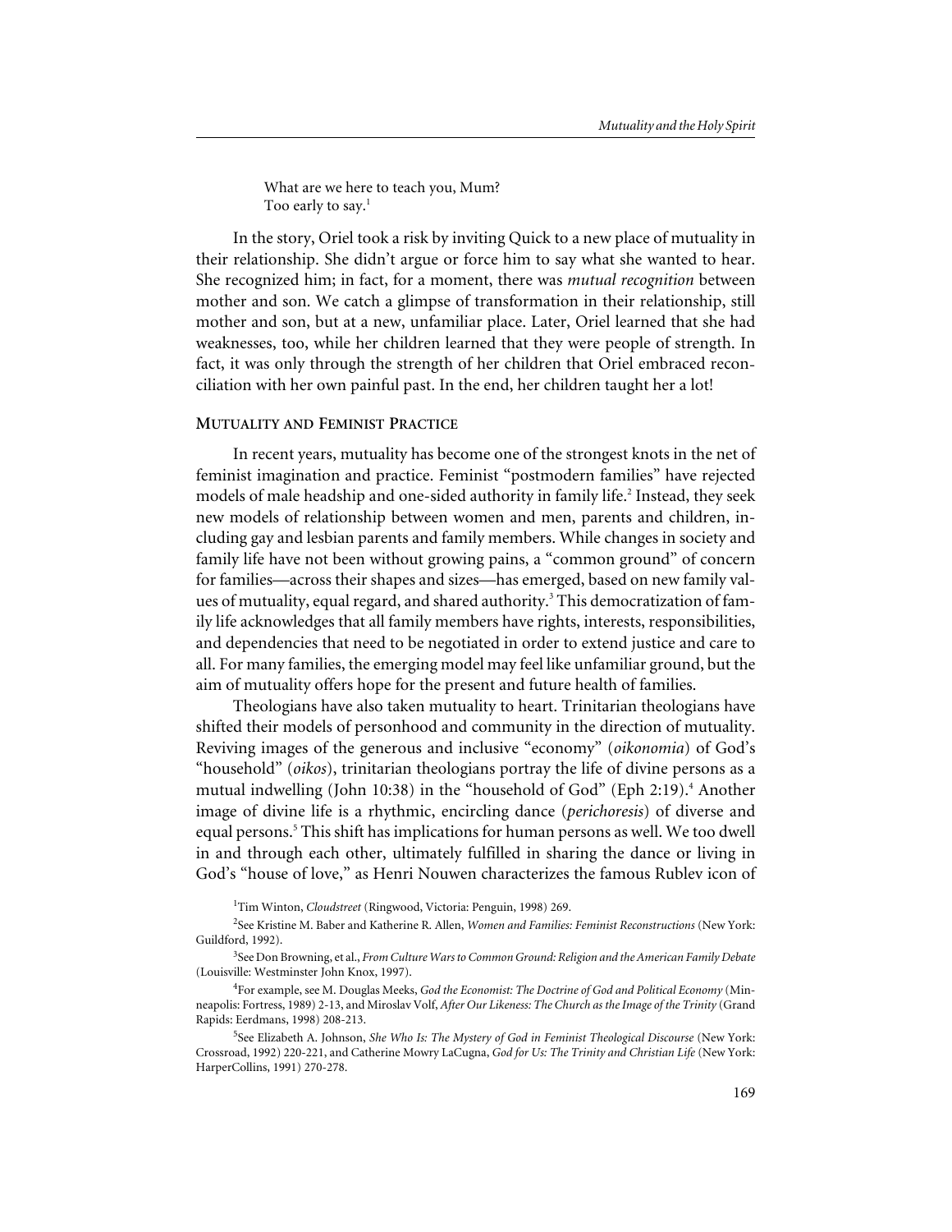What are we here to teach you, Mum?
Too early to say.[1]

In the story, Oriel took a risk by inviting Quick to a new place of mutuality in their relationship. She didn't argue or force him to say what she wanted to hear. She recognized him; in fact, for a moment, there was *mutual recognition* between mother and son. We catch a glimpse of transformation in their relationship, still mother and son, but at a new, unfamiliar place. Later, Oriel learned that she had weaknesses, too, while her children learned that they were people of strength. In fact, it was only through the strength of her children that Oriel embraced reconciliation with her own painful past. In the end, her children taught her a lot!

## Mutuality and Feminist Practice

In recent years, mutuality has become one of the strongest knots in the net of feminist imagination and practice. Feminist "postmodern families" have rejected models of male headship and one-sided authority in family life.[2] Instead, they seek new models of relationship between women and men, parents and children, including gay and lesbian parents and family members. While changes in society and family life have not been without growing pains, a "common ground" of concern for families—across their shapes and sizes—has emerged, based on new family values of mutuality, equal regard, and shared authority.[3] This democratization of family life acknowledges that all family members have rights, interests, responsibilities, and dependencies that need to be negotiated in order to extend justice and care to all. For many families, the emerging model may feel like unfamiliar ground, but the aim of mutuality offers hope for the present and future health of families.

Theologians have also taken mutuality to heart. Trinitarian theologians have shifted their models of personhood and community in the direction of mutuality. Reviving images of the generous and inclusive "economy" (*oikonomia*) of God's "household" (*oikos*), trinitarian theologians portray the life of divine persons as a mutual indwelling (John 10:38) in the "household of God" (Eph 2:19).[4] Another image of divine life is a rhythmic, encircling dance (*perichoresis*) of diverse and equal persons.[5] This shift has implications for human persons as well. We too dwell in and through each other, ultimately fulfilled in sharing the dance or living in God's "house of love," as Henri Nouwen characterizes the famous Rublev icon of

[1] Tim Winton, *Cloudstreet* (Ringwood, Victoria: Penguin, 1998) 269.

[2] See Kristine M. Baber and Katherine R. Allen, *Women and Families: Feminist Reconstructions* (New York: Guildford, 1992).

[3] See Don Browning, et al., *From Culture Wars to Common Ground: Religion and the American Family Debate* (Louisville: Westminster John Knox, 1997).

[4] For example, see M. Douglas Meeks, *God the Economist: The Doctrine of God and Political Economy* (Minneapolis: Fortress, 1989) 2-13, and Miroslav Volf, *After Our Likeness: The Church as the Image of the Trinity* (Grand Rapids: Eerdmans, 1998) 208-213.

[5] See Elizabeth A. Johnson, *She Who Is: The Mystery of God in Feminist Theological Discourse* (New York: Crossroad, 1992) 220-221, and Catherine Mowry LaCugna, *God for Us: The Trinity and Christian Life* (New York: HarperCollins, 1991) 270-278.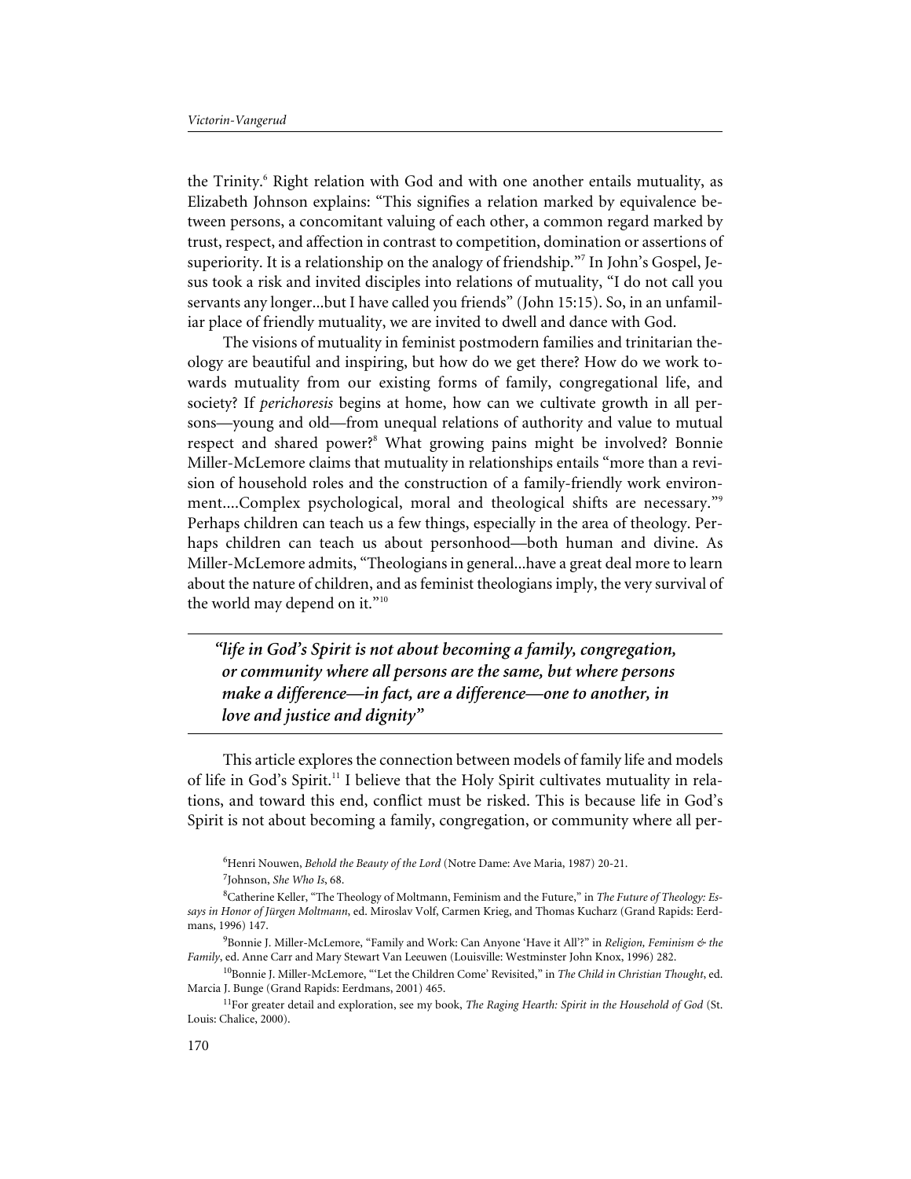the Trinity.[6] Right relation with God and with one another entails mutuality, as Elizabeth Johnson explains: "This signifies a relation marked by equivalence between persons, a concomitant valuing of each other, a common regard marked by trust, respect, and affection in contrast to competition, domination or assertions of superiority. It is a relationship on the analogy of friendship."[7] In John's Gospel, Jesus took a risk and invited disciples into relations of mutuality, "I do not call you servants any longer...but I have called you friends" (John 15:15). So, in an unfamiliar place of friendly mutuality, we are invited to dwell and dance with God.

The visions of mutuality in feminist postmodern families and trinitarian theology are beautiful and inspiring, but how do we get there? How do we work towards mutuality from our existing forms of family, congregational life, and society? If *perichoresis* begins at home, how can we cultivate growth in all persons—young and old—from unequal relations of authority and value to mutual respect and shared power?[8] What growing pains might be involved? Bonnie Miller-McLemore claims that mutuality in relationships entails "more than a revision of household roles and the construction of a family-friendly work environment....Complex psychological, moral and theological shifts are necessary."[9] Perhaps children can teach us a few things, especially in the area of theology. Perhaps children can teach us about personhood—both human and divine. As Miller-McLemore admits, "Theologians in general...have a great deal more to learn about the nature of children, and as feminist theologians imply, the very survival of the world may depend on it."[10]

> ***"life in God's Spirit is not about becoming a family, congregation, or community where all persons are the same, but where persons make a difference—in fact, are a difference—one to another, in love and justice and dignity"***

This article explores the connection between models of family life and models of life in God's Spirit.[11] I believe that the Holy Spirit cultivates mutuality in relations, and toward this end, conflict must be risked. This is because life in God's Spirit is not about becoming a family, congregation, or community where all per-

---

[6] Henri Nouwen, *Behold the Beauty of the Lord* (Notre Dame: Ave Maria, 1987) 20-21.

[7] Johnson, *She Who Is*, 68.

[8] Catherine Keller, "The Theology of Moltmann, Feminism and the Future," in *The Future of Theology: Essays in Honor of Jürgen Moltmann*, ed. Miroslav Volf, Carmen Krieg, and Thomas Kucharz (Grand Rapids: Eerdmans, 1996) 147.

[9] Bonnie J. Miller-McLemore, "Family and Work: Can Anyone 'Have it All'?" in *Religion, Feminism & the Family*, ed. Anne Carr and Mary Stewart Van Leeuwen (Louisville: Westminster John Knox, 1996) 282.

[10] Bonnie J. Miller-McLemore, "'Let the Children Come' Revisited," in *The Child in Christian Thought*, ed. Marcia J. Bunge (Grand Rapids: Eerdmans, 2001) 465.

[11] For greater detail and exploration, see my book, *The Raging Hearth: Spirit in the Household of God* (St. Louis: Chalice, 2000).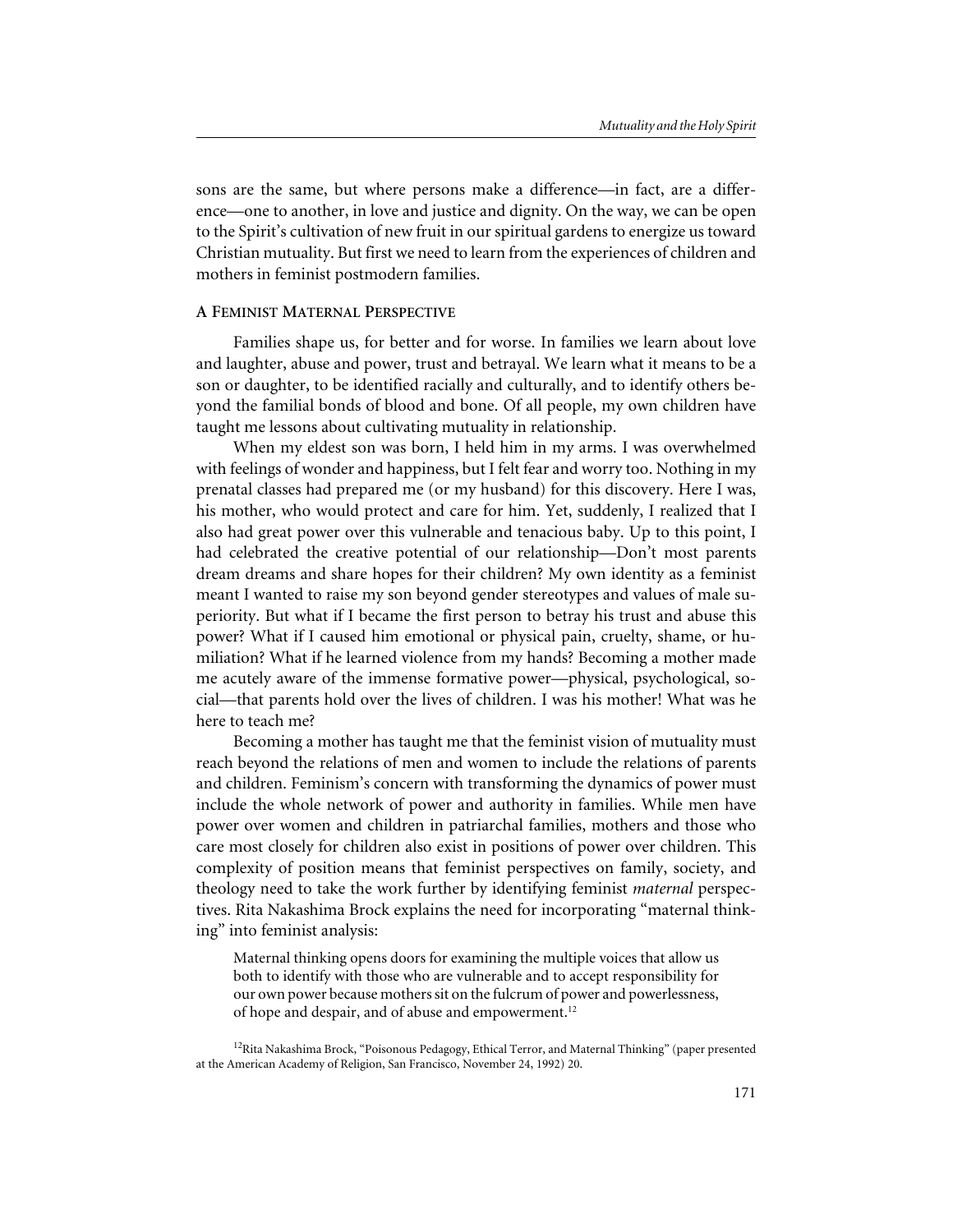sons are the same, but where persons make a difference—in fact, are a difference—one to another, in love and justice and dignity. On the way, we can be open to the Spirit's cultivation of new fruit in our spiritual gardens to energize us toward Christian mutuality. But first we need to learn from the experiences of children and mothers in feminist postmodern families.

## A Feminist Maternal Perspective

Families shape us, for better and for worse. In families we learn about love and laughter, abuse and power, trust and betrayal. We learn what it means to be a son or daughter, to be identified racially and culturally, and to identify others beyond the familial bonds of blood and bone. Of all people, my own children have taught me lessons about cultivating mutuality in relationship.

When my eldest son was born, I held him in my arms. I was overwhelmed with feelings of wonder and happiness, but I felt fear and worry too. Nothing in my prenatal classes had prepared me (or my husband) for this discovery. Here I was, his mother, who would protect and care for him. Yet, suddenly, I realized that I also had great power over this vulnerable and tenacious baby. Up to this point, I had celebrated the creative potential of our relationship—Don't most parents dream dreams and share hopes for their children? My own identity as a feminist meant I wanted to raise my son beyond gender stereotypes and values of male superiority. But what if I became the first person to betray his trust and abuse this power? What if I caused him emotional or physical pain, cruelty, shame, or humiliation? What if he learned violence from my hands? Becoming a mother made me acutely aware of the immense formative power—physical, psychological, social—that parents hold over the lives of children. I was his mother! What was he here to teach me?

Becoming a mother has taught me that the feminist vision of mutuality must reach beyond the relations of men and women to include the relations of parents and children. Feminism's concern with transforming the dynamics of power must include the whole network of power and authority in families. While men have power over women and children in patriarchal families, mothers and those who care most closely for children also exist in positions of power over children. This complexity of position means that feminist perspectives on family, society, and theology need to take the work further by identifying feminist *maternal* perspectives. Rita Nakashima Brock explains the need for incorporating "maternal thinking" into feminist analysis:

> Maternal thinking opens doors for examining the multiple voices that allow us both to identify with those who are vulnerable and to accept responsibility for our own power because mothers sit on the fulcrum of power and powerlessness, of hope and despair, and of abuse and empowerment.[12]

[12] Rita Nakashima Brock, "Poisonous Pedagogy, Ethical Terror, and Maternal Thinking" (paper presented at the American Academy of Religion, San Francisco, November 24, 1992) 20.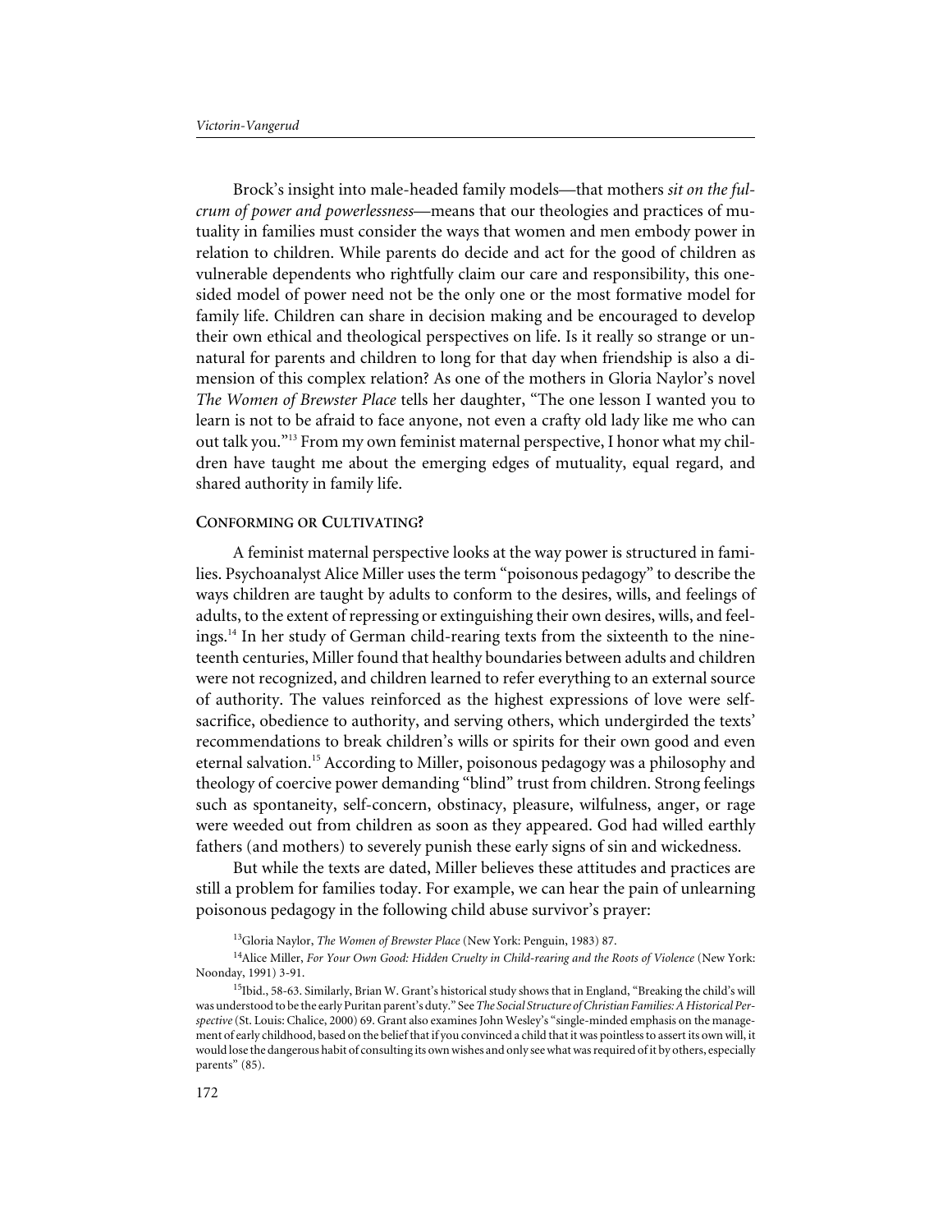Brock's insight into male-headed family models—that mothers *sit on the fulcrum of power and powerlessness*—means that our theologies and practices of mutuality in families must consider the ways that women and men embody power in relation to children. While parents do decide and act for the good of children as vulnerable dependents who rightfully claim our care and responsibility, this one-sided model of power need not be the only one or the most formative model for family life. Children can share in decision making and be encouraged to develop their own ethical and theological perspectives on life. Is it really so strange or unnatural for parents and children to long for that day when friendship is also a dimension of this complex relation? As one of the mothers in Gloria Naylor's novel *The Women of Brewster Place* tells her daughter, "The one lesson I wanted you to learn is not to be afraid to face anyone, not even a crafty old lady like me who can out talk you."[13] From my own feminist maternal perspective, I honor what my children have taught me about the emerging edges of mutuality, equal regard, and shared authority in family life.

## Conforming or Cultivating?

A feminist maternal perspective looks at the way power is structured in families. Psychoanalyst Alice Miller uses the term "poisonous pedagogy" to describe the ways children are taught by adults to conform to the desires, wills, and feelings of adults, to the extent of repressing or extinguishing their own desires, wills, and feelings.[14] In her study of German child-rearing texts from the sixteenth to the nineteenth centuries, Miller found that healthy boundaries between adults and children were not recognized, and children learned to refer everything to an external source of authority. The values reinforced as the highest expressions of love were self-sacrifice, obedience to authority, and serving others, which undergirded the texts' recommendations to break children's wills or spirits for their own good and even eternal salvation.[15] According to Miller, poisonous pedagogy was a philosophy and theology of coercive power demanding "blind" trust from children. Strong feelings such as spontaneity, self-concern, obstinacy, pleasure, wilfulness, anger, or rage were weeded out from children as soon as they appeared. God had willed earthly fathers (and mothers) to severely punish these early signs of sin and wickedness.

But while the texts are dated, Miller believes these attitudes and practices are still a problem for families today. For example, we can hear the pain of unlearning poisonous pedagogy in the following child abuse survivor's prayer:

---

[13] Gloria Naylor, *The Women of Brewster Place* (New York: Penguin, 1983) 87.

[14] Alice Miller, *For Your Own Good: Hidden Cruelty in Child-rearing and the Roots of Violence* (New York: Noonday, 1991) 3-91.

[15] Ibid., 58-63. Similarly, Brian W. Grant's historical study shows that in England, "Breaking the child's will was understood to be the early Puritan parent's duty." See *The Social Structure of Christian Families: A Historical Perspective* (St. Louis: Chalice, 2000) 69. Grant also examines John Wesley's "single-minded emphasis on the management of early childhood, based on the belief that if you convinced a child that it was pointless to assert its own will, it would lose the dangerous habit of consulting its own wishes and only see what was required of it by others, especially parents" (85).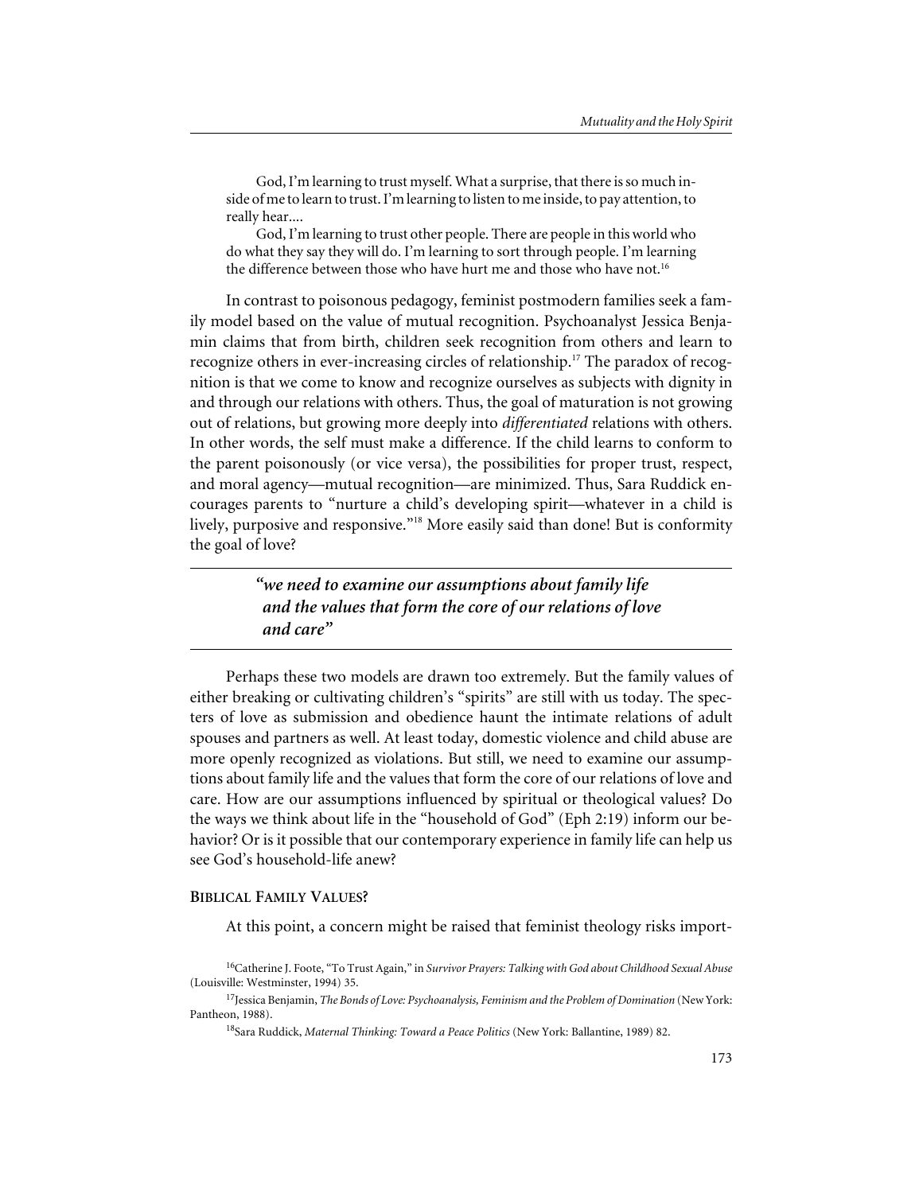God, I'm learning to trust myself. What a surprise, that there is so much inside of me to learn to trust. I'm learning to listen to me inside, to pay attention, to really hear....

God, I'm learning to trust other people. There are people in this world who do what they say they will do. I'm learning to sort through people. I'm learning the difference between those who have hurt me and those who have not.[16]

In contrast to poisonous pedagogy, feminist postmodern families seek a family model based on the value of mutual recognition. Psychoanalyst Jessica Benjamin claims that from birth, children seek recognition from others and learn to recognize others in ever-increasing circles of relationship.[17] The paradox of recognition is that we come to know and recognize ourselves as subjects with dignity in and through our relations with others. Thus, the goal of maturation is not growing out of relations, but growing more deeply into *differentiated* relations with others. In other words, the self must make a difference. If the child learns to conform to the parent poisonously (or vice versa), the possibilities for proper trust, respect, and moral agency—mutual recognition—are minimized. Thus, Sara Ruddick encourages parents to "nurture a child's developing spirit—whatever in a child is lively, purposive and responsive."[18] More easily said than done! But is conformity the goal of love?

> ***"we need to examine our assumptions about family life and the values that form the core of our relations of love and care"***

Perhaps these two models are drawn too extremely. But the family values of either breaking or cultivating children's "spirits" are still with us today. The specters of love as submission and obedience haunt the intimate relations of adult spouses and partners as well. At least today, domestic violence and child abuse are more openly recognized as violations. But still, we need to examine our assumptions about family life and the values that form the core of our relations of love and care. How are our assumptions influenced by spiritual or theological values? Do the ways we think about life in the "household of God" (Eph 2:19) inform our behavior? Or is it possible that our contemporary experience in family life can help us see God's household-life anew?

## Biblical Family Values?

At this point, a concern might be raised that feminist theology risks import-

[16] Catherine J. Foote, "To Trust Again," in *Survivor Prayers: Talking with God about Childhood Sexual Abuse* (Louisville: Westminster, 1994) 35.

[17] Jessica Benjamin, *The Bonds of Love: Psychoanalysis, Feminism and the Problem of Domination* (New York: Pantheon, 1988).

[18] Sara Ruddick, *Maternal Thinking: Toward a Peace Politics* (New York: Ballantine, 1989) 82.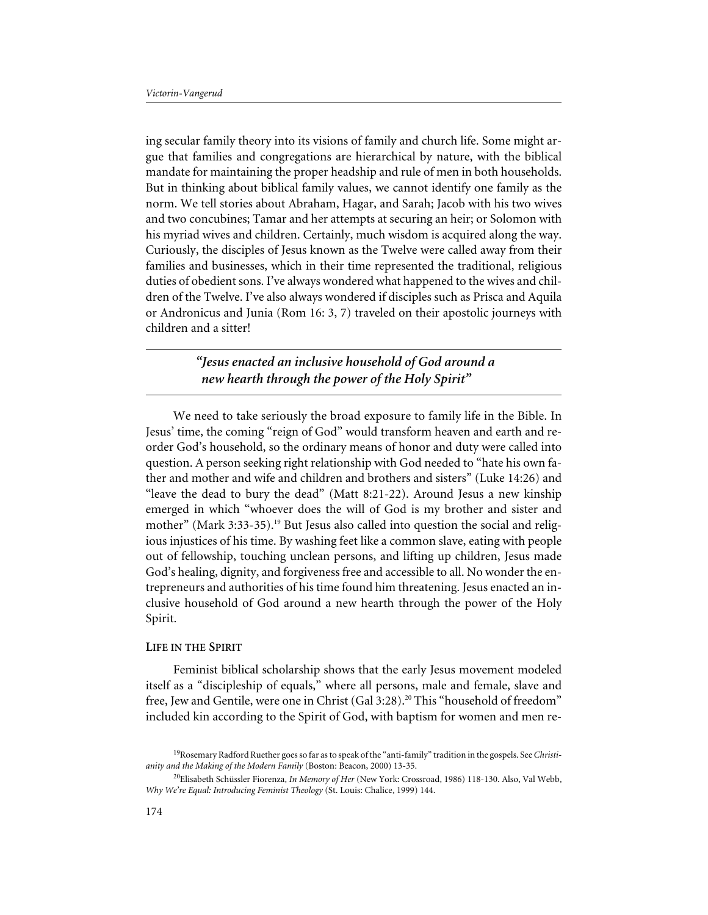ing secular family theory into its visions of family and church life. Some might argue that families and congregations are hierarchical by nature, with the biblical mandate for maintaining the proper headship and rule of men in both households. But in thinking about biblical family values, we cannot identify one family as the norm. We tell stories about Abraham, Hagar, and Sarah; Jacob with his two wives and two concubines; Tamar and her attempts at securing an heir; or Solomon with his myriad wives and children. Certainly, much wisdom is acquired along the way. Curiously, the disciples of Jesus known as the Twelve were called away from their families and businesses, which in their time represented the traditional, religious duties of obedient sons. I've always wondered what happened to the wives and children of the Twelve. I've also always wondered if disciples such as Prisca and Aquila or Andronicus and Junia (Rom 16: 3, 7) traveled on their apostolic journeys with children and a sitter!

> ***"Jesus enacted an inclusive household of God around a new hearth through the power of the Holy Spirit"***

We need to take seriously the broad exposure to family life in the Bible. In Jesus' time, the coming "reign of God" would transform heaven and earth and reorder God's household, so the ordinary means of honor and duty were called into question. A person seeking right relationship with God needed to "hate his own father and mother and wife and children and brothers and sisters" (Luke 14:26) and "leave the dead to bury the dead" (Matt 8:21-22). Around Jesus a new kinship emerged in which "whoever does the will of God is my brother and sister and mother" (Mark 3:33-35).[19] But Jesus also called into question the social and religious injustices of his time. By washing feet like a common slave, eating with people out of fellowship, touching unclean persons, and lifting up children, Jesus made God's healing, dignity, and forgiveness free and accessible to all. No wonder the entrepreneurs and authorities of his time found him threatening. Jesus enacted an inclusive household of God around a new hearth through the power of the Holy Spirit.

## Life in the Spirit

Feminist biblical scholarship shows that the early Jesus movement modeled itself as a "discipleship of equals," where all persons, male and female, slave and free, Jew and Gentile, were one in Christ (Gal 3:28).[20] This "household of freedom" included kin according to the Spirit of God, with baptism for women and men re-

[19]Rosemary Radford Ruether goes so far as to speak of the "anti-family" tradition in the gospels. See *Christianity and the Making of the Modern Family* (Boston: Beacon, 2000) 13-35.

[20]Elisabeth Schüssler Fiorenza, *In Memory of Her* (New York: Crossroad, 1986) 118-130. Also, Val Webb, *Why We're Equal: Introducing Feminist Theology* (St. Louis: Chalice, 1999) 144.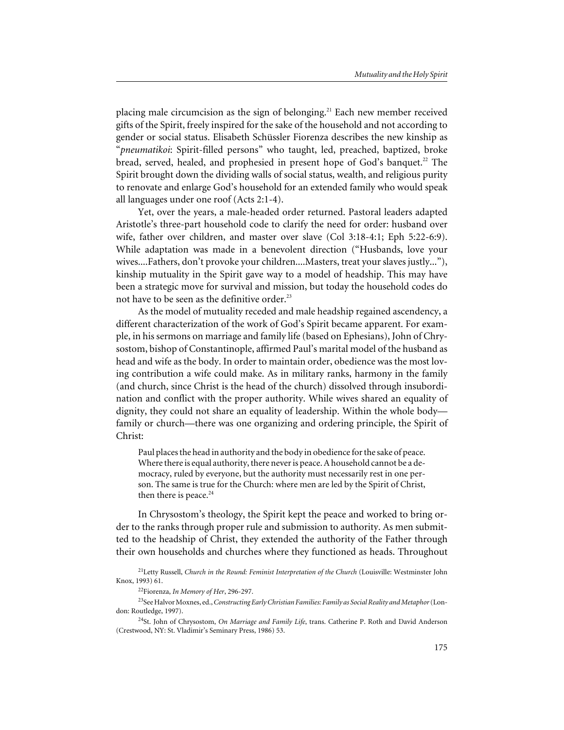placing male circumcision as the sign of belonging.[21] Each new member received gifts of the Spirit, freely inspired for the sake of the household and not according to gender or social status. Elisabeth Schüssler Fiorenza describes the new kinship as "*pneumatikoi*: Spirit-filled persons" who taught, led, preached, baptized, broke bread, served, healed, and prophesied in present hope of God's banquet.[22] The Spirit brought down the dividing walls of social status, wealth, and religious purity to renovate and enlarge God's household for an extended family who would speak all languages under one roof (Acts 2:1-4).

Yet, over the years, a male-headed order returned. Pastoral leaders adapted Aristotle's three-part household code to clarify the need for order: husband over wife, father over children, and master over slave (Col 3:18-4:1; Eph 5:22-6:9). While adaptation was made in a benevolent direction ("Husbands, love your wives....Fathers, don't provoke your children....Masters, treat your slaves justly..."), kinship mutuality in the Spirit gave way to a model of headship. This may have been a strategic move for survival and mission, but today the household codes do not have to be seen as the definitive order.[23]

As the model of mutuality receded and male headship regained ascendency, a different characterization of the work of God's Spirit became apparent. For example, in his sermons on marriage and family life (based on Ephesians), John of Chrysostom, bishop of Constantinople, affirmed Paul's marital model of the husband as head and wife as the body. In order to maintain order, obedience was the most loving contribution a wife could make. As in military ranks, harmony in the family (and church, since Christ is the head of the church) dissolved through insubordination and conflict with the proper authority. While wives shared an equality of dignity, they could not share an equality of leadership. Within the whole body—family or church—there was one organizing and ordering principle, the Spirit of Christ:

> Paul places the head in authority and the body in obedience for the sake of peace. Where there is equal authority, there never is peace. A household cannot be a democracy, ruled by everyone, but the authority must necessarily rest in one person. The same is true for the Church: where men are led by the Spirit of Christ, then there is peace.[24]

In Chrysostom's theology, the Spirit kept the peace and worked to bring order to the ranks through proper rule and submission to authority. As men submitted to the headship of Christ, they extended the authority of the Father through their own households and churches where they functioned as heads. Throughout

---

[21] Letty Russell, *Church in the Round: Feminist Interpretation of the Church* (Louisville: Westminster John Knox, 1993) 61.

[22] Fiorenza, *In Memory of Her*, 296-297.

[23] See Halvor Moxnes, ed., *Constructing Early Christian Families: Family as Social Reality and Metaphor* (London: Routledge, 1997).

[24] St. John of Chrysostom, *On Marriage and Family Life*, trans. Catherine P. Roth and David Anderson (Crestwood, NY: St. Vladimir's Seminary Press, 1986) 53.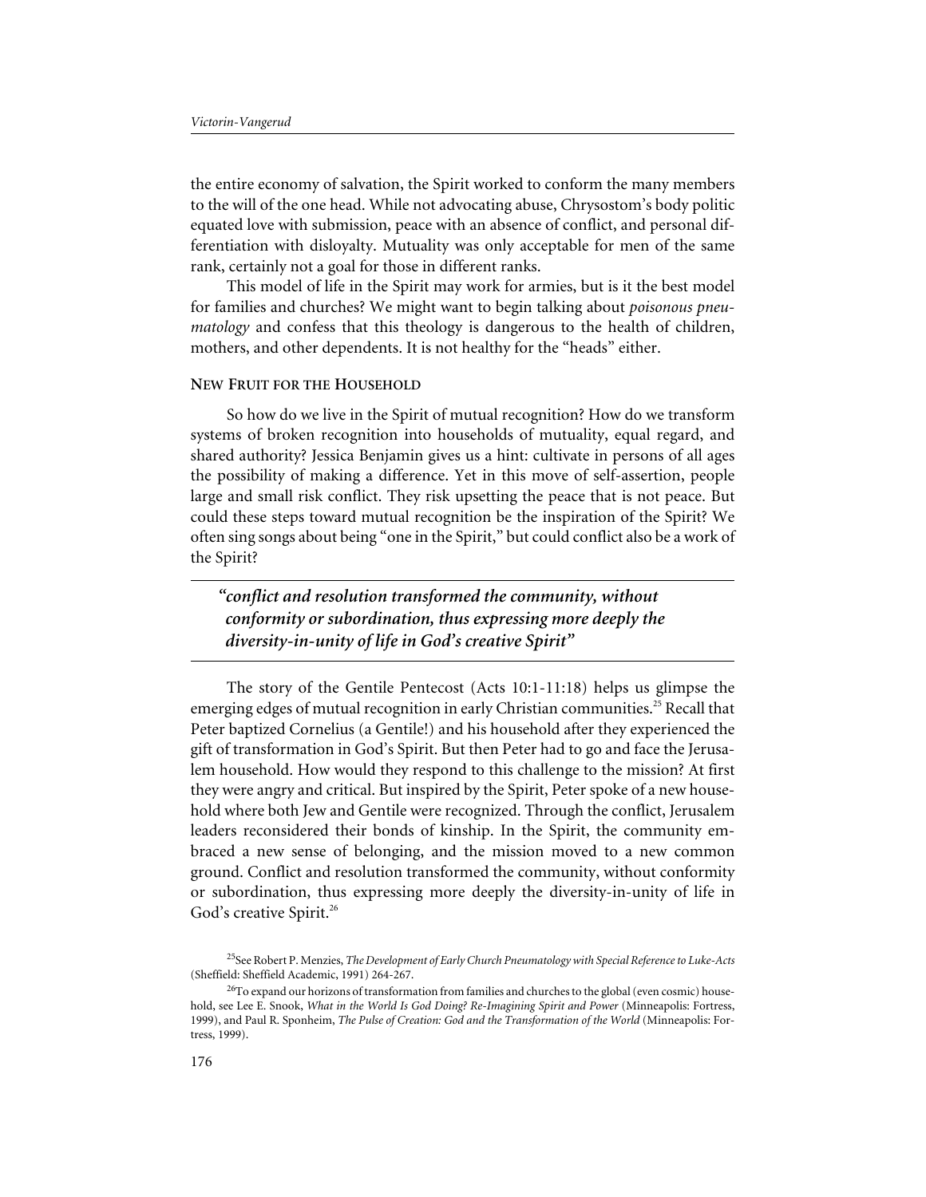the entire economy of salvation, the Spirit worked to conform the many members to the will of the one head. While not advocating abuse, Chrysostom's body politic equated love with submission, peace with an absence of conflict, and personal differentiation with disloyalty. Mutuality was only acceptable for men of the same rank, certainly not a goal for those in different ranks.

This model of life in the Spirit may work for armies, but is it the best model for families and churches? We might want to begin talking about *poisonous pneumatology* and confess that this theology is dangerous to the health of children, mothers, and other dependents. It is not healthy for the "heads" either.

## New Fruit for the Household

So how do we live in the Spirit of mutual recognition? How do we transform systems of broken recognition into households of mutuality, equal regard, and shared authority? Jessica Benjamin gives us a hint: cultivate in persons of all ages the possibility of making a difference. Yet in this move of self-assertion, people large and small risk conflict. They risk upsetting the peace that is not peace. But could these steps toward mutual recognition be the inspiration of the Spirit? We often sing songs about being "one in the Spirit," but could conflict also be a work of the Spirit?

> ***"conflict and resolution transformed the community, without conformity or subordination, thus expressing more deeply the diversity-in-unity of life in God's creative Spirit"***

The story of the Gentile Pentecost (Acts 10:1-11:18) helps us glimpse the emerging edges of mutual recognition in early Christian communities.[25] Recall that Peter baptized Cornelius (a Gentile!) and his household after they experienced the gift of transformation in God's Spirit. But then Peter had to go and face the Jerusalem household. How would they respond to this challenge to the mission? At first they were angry and critical. But inspired by the Spirit, Peter spoke of a new household where both Jew and Gentile were recognized. Through the conflict, Jerusalem leaders reconsidered their bonds of kinship. In the Spirit, the community embraced a new sense of belonging, and the mission moved to a new common ground. Conflict and resolution transformed the community, without conformity or subordination, thus expressing more deeply the diversity-in-unity of life in God's creative Spirit.[26]

[25] See Robert P. Menzies, *The Development of Early Church Pneumatology with Special Reference to Luke-Acts* (Sheffield: Sheffield Academic, 1991) 264-267.

[26] To expand our horizons of transformation from families and churches to the global (even cosmic) household, see Lee E. Snook, *What in the World Is God Doing? Re-Imagining Spirit and Power* (Minneapolis: Fortress, 1999), and Paul R. Sponheim, *The Pulse of Creation: God and the Transformation of the World* (Minneapolis: Fortress, 1999).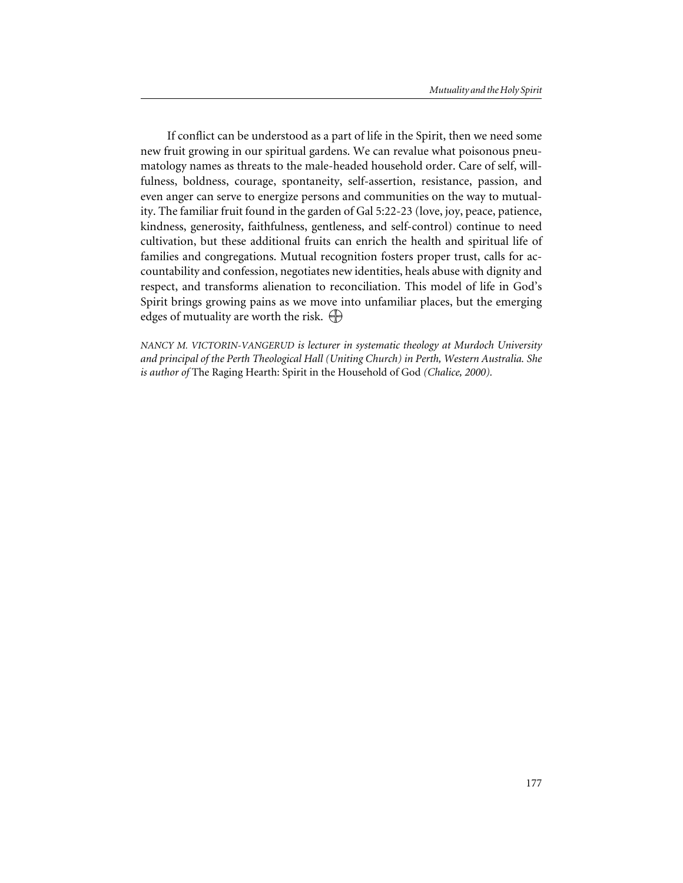If conflict can be understood as a part of life in the Spirit, then we need some new fruit growing in our spiritual gardens. We can revalue what poisonous pneumatology names as threats to the male-headed household order. Care of self, willfulness, boldness, courage, spontaneity, self-assertion, resistance, passion, and even anger can serve to energize persons and communities on the way to mutuality. The familiar fruit found in the garden of Gal 5:22-23 (love, joy, peace, patience, kindness, generosity, faithfulness, gentleness, and self-control) continue to need cultivation, but these additional fruits can enrich the health and spiritual life of families and congregations. Mutual recognition fosters proper trust, calls for accountability and confession, negotiates new identities, heals abuse with dignity and respect, and transforms alienation to reconciliation. This model of life in God's Spirit brings growing pains as we move into unfamiliar places, but the emerging edges of mutuality are worth the risk.

*NANCY M. VICTORIN-VANGERUD is lecturer in systematic theology at Murdoch University and principal of the Perth Theological Hall (Uniting Church) in Perth, Western Australia. She is author of* The Raging Hearth: Spirit in the Household of God *(Chalice, 2000).*